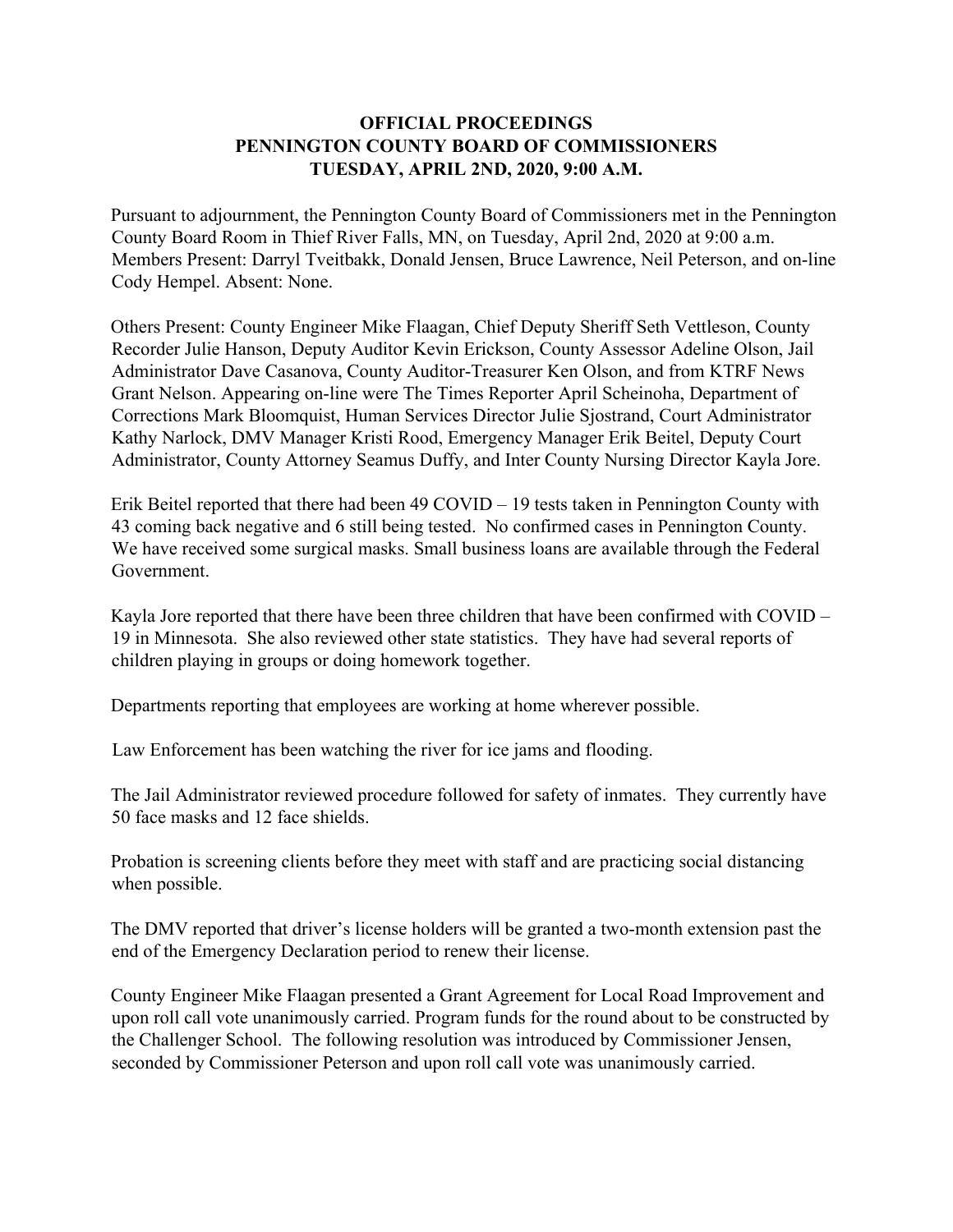**OFFICIAL PROCEEDINGS**
**PENNINGTON COUNTY BOARD OF COMMISSIONERS**
**TUESDAY, APRIL 2ND, 2020, 9:00 A.M.**

Pursuant to adjournment, the Pennington County Board of Commissioners met in the Pennington County Board Room in Thief River Falls, MN, on Tuesday, April 2nd, 2020 at 9:00 a.m. Members Present: Darryl Tveitbakk, Donald Jensen, Bruce Lawrence, Neil Peterson, and on-line Cody Hempel. Absent: None.

Others Present: County Engineer Mike Flaagan, Chief Deputy Sheriff Seth Vettleson, County Recorder Julie Hanson, Deputy Auditor Kevin Erickson, County Assessor Adeline Olson, Jail Administrator Dave Casanova, County Auditor-Treasurer Ken Olson, and from KTRF News Grant Nelson. Appearing on-line were The Times Reporter April Scheinoha, Department of Corrections Mark Bloomquist, Human Services Director Julie Sjostrand, Court Administrator Kathy Narlock, DMV Manager Kristi Rood, Emergency Manager Erik Beitel, Deputy Court Administrator, County Attorney Seamus Duffy, and Inter County Nursing Director Kayla Jore.

Erik Beitel reported that there had been 49 COVID – 19 tests taken in Pennington County with 43 coming back negative and 6 still being tested. No confirmed cases in Pennington County. We have received some surgical masks. Small business loans are available through the Federal Government.

Kayla Jore reported that there have been three children that have been confirmed with COVID – 19 in Minnesota. She also reviewed other state statistics. They have had several reports of children playing in groups or doing homework together.

Departments reporting that employees are working at home wherever possible.

Law Enforcement has been watching the river for ice jams and flooding.

The Jail Administrator reviewed procedure followed for safety of inmates. They currently have 50 face masks and 12 face shields.

Probation is screening clients before they meet with staff and are practicing social distancing when possible.

The DMV reported that driver's license holders will be granted a two-month extension past the end of the Emergency Declaration period to renew their license.

County Engineer Mike Flaagan presented a Grant Agreement for Local Road Improvement and upon roll call vote unanimously carried. Program funds for the round about to be constructed by the Challenger School. The following resolution was introduced by Commissioner Jensen, seconded by Commissioner Peterson and upon roll call vote was unanimously carried.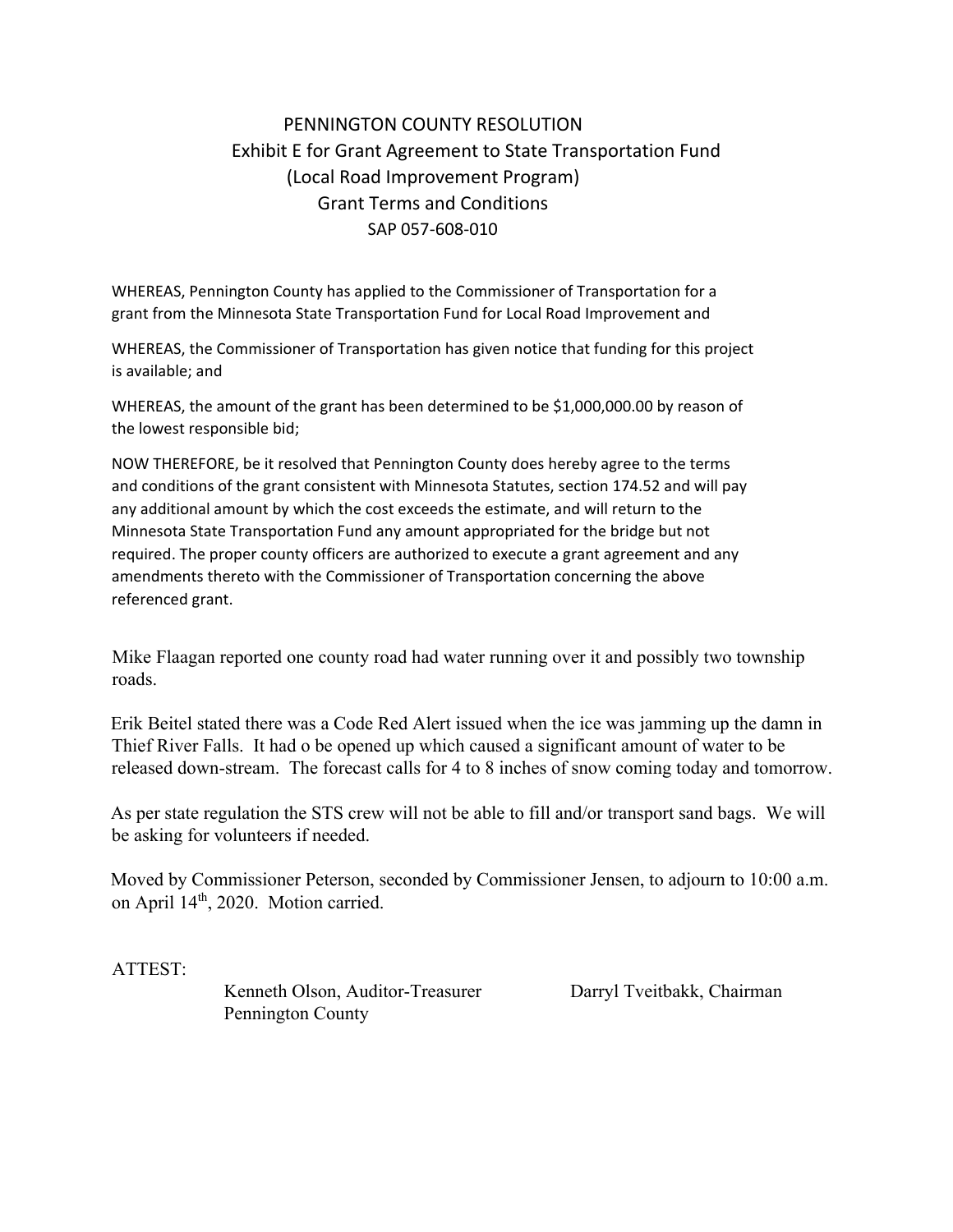# PENNINGTON COUNTY RESOLUTION

## Exhibit E for Grant Agreement to State Transportation Fund
## (Local Road Improvement Program)
## Grant Terms and Conditions
## SAP 057-608-010

WHEREAS, Pennington County has applied to the Commissioner of Transportation for a grant from the Minnesota State Transportation Fund for Local Road Improvement and

WHEREAS, the Commissioner of Transportation has given notice that funding for this project is available; and

WHEREAS, the amount of the grant has been determined to be $1,000,000.00 by reason of the lowest responsible bid;

NOW THEREFORE, be it resolved that Pennington County does hereby agree to the terms and conditions of the grant consistent with Minnesota Statutes, section 174.52 and will pay any additional amount by which the cost exceeds the estimate, and will return to the Minnesota State Transportation Fund any amount appropriated for the bridge but not required. The proper county officers are authorized to execute a grant agreement and any amendments thereto with the Commissioner of Transportation concerning the above referenced grant.

Mike Flaagan reported one county road had water running over it and possibly two township roads.

Erik Beitel stated there was a Code Red Alert issued when the ice was jamming up the damn in Thief River Falls. It had o be opened up which caused a significant amount of water to be released down-stream. The forecast calls for 4 to 8 inches of snow coming today and tomorrow.

As per state regulation the STS crew will not be able to fill and/or transport sand bags. We will be asking for volunteers if needed.

Moved by Commissioner Peterson, seconded by Commissioner Jensen, to adjourn to 10:00 a.m. on April 14th, 2020. Motion carried.

ATTEST:

Kenneth Olson, Auditor-Treasurer
Pennington County

Darryl Tveitbakk, Chairman